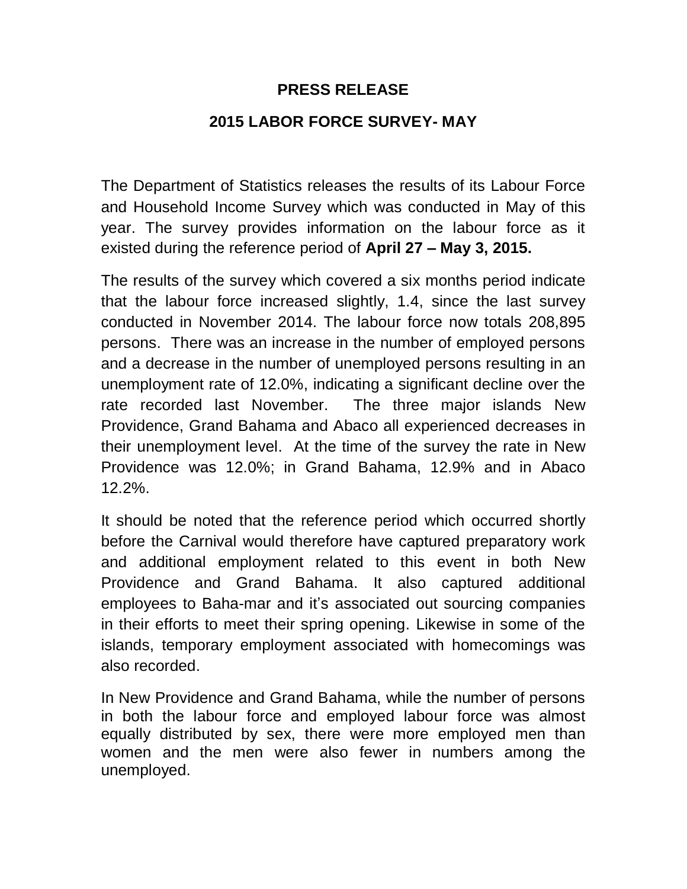# PRESS RELEASE

## 2015 LABOR FORCE SURVEY- MAY

The Department of Statistics releases the results of its Labour Force and Household Income Survey which was conducted in May of this year. The survey provides information on the labour force as it existed during the reference period of **April 27 – May 3, 2015.**

The results of the survey which covered a six months period indicate that the labour force increased slightly, 1.4, since the last survey conducted in November 2014. The labour force now totals 208,895 persons. There was an increase in the number of employed persons and a decrease in the number of unemployed persons resulting in an unemployment rate of 12.0%, indicating a significant decline over the rate recorded last November. The three major islands New Providence, Grand Bahama and Abaco all experienced decreases in their unemployment level. At the time of the survey the rate in New Providence was 12.0%; in Grand Bahama, 12.9% and in Abaco 12.2%.

It should be noted that the reference period which occurred shortly before the Carnival would therefore have captured preparatory work and additional employment related to this event in both New Providence and Grand Bahama. It also captured additional employees to Baha-mar and it's associated out sourcing companies in their efforts to meet their spring opening. Likewise in some of the islands, temporary employment associated with homecomings was also recorded.

In New Providence and Grand Bahama, while the number of persons in both the labour force and employed labour force was almost equally distributed by sex, there were more employed men than women and the men were also fewer in numbers among the unemployed.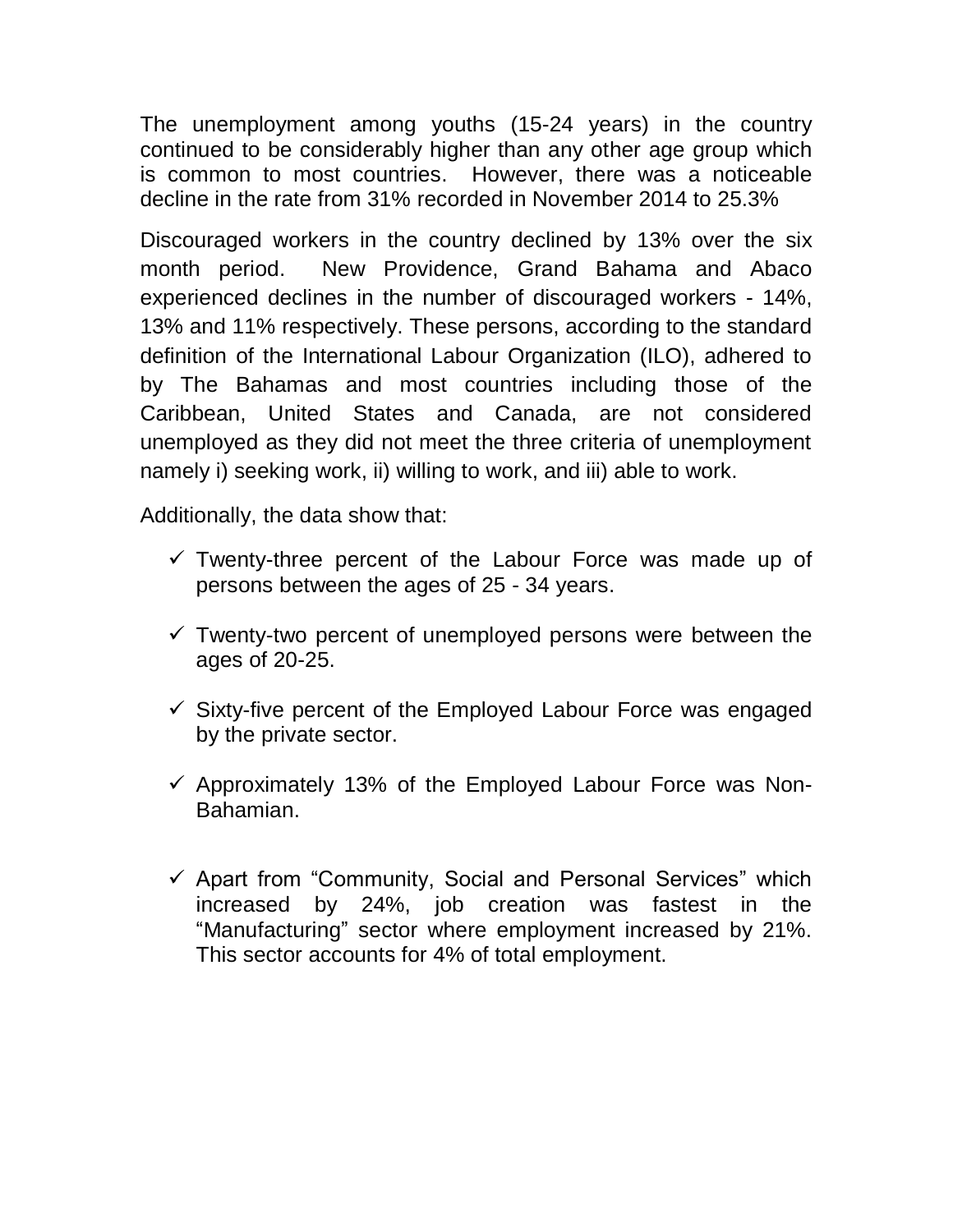The unemployment among youths (15-24 years) in the country continued to be considerably higher than any other age group which is common to most countries. However, there was a noticeable decline in the rate from 31% recorded in November 2014 to 25.3%

Discouraged workers in the country declined by 13% over the six month period. New Providence, Grand Bahama and Abaco experienced declines in the number of discouraged workers - 14%, 13% and 11% respectively. These persons, according to the standard definition of the International Labour Organization (ILO), adhered to by The Bahamas and most countries including those of the Caribbean, United States and Canada, are not considered unemployed as they did not meet the three criteria of unemployment namely i) seeking work, ii) willing to work, and iii) able to work.

Additionally, the data show that:

- ✓ Twenty-three percent of the Labour Force was made up of persons between the ages of 25 - 34 years.
- ✓ Twenty-two percent of unemployed persons were between the ages of 20-25.
- ✓ Sixty-five percent of the Employed Labour Force was engaged by the private sector.
- ✓ Approximately 13% of the Employed Labour Force was Non-Bahamian.
- ✓ Apart from "Community, Social and Personal Services" which increased by 24%, job creation was fastest in the "Manufacturing" sector where employment increased by 21%. This sector accounts for 4% of total employment.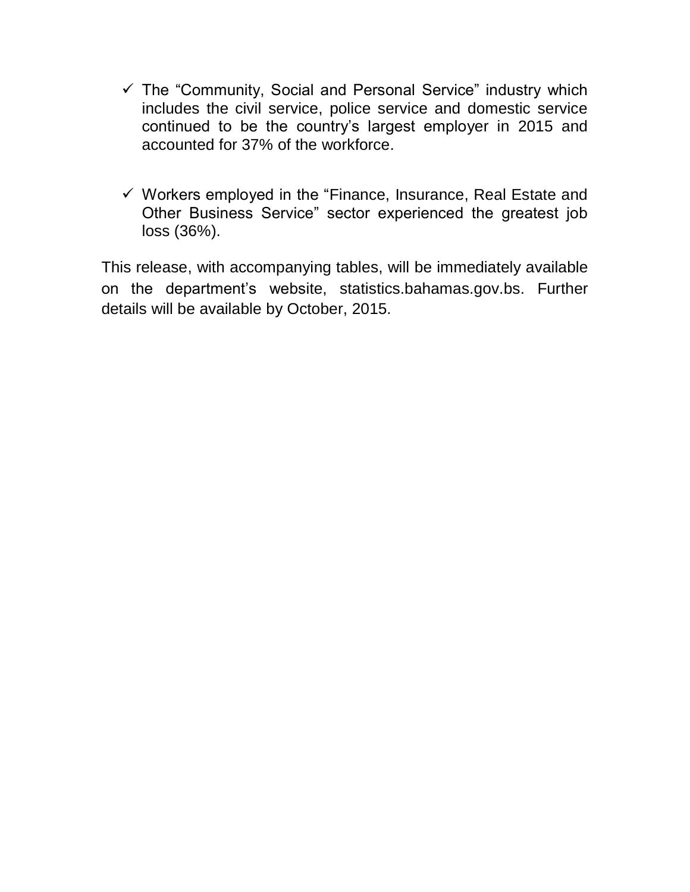- ✓ The “Community, Social and Personal Service” industry which includes the civil service, police service and domestic service continued to be the country’s largest employer in 2015 and accounted for 37% of the workforce.

- ✓ Workers employed in the “Finance, Insurance, Real Estate and Other Business Service” sector experienced the greatest job loss (36%).

This release, with accompanying tables, will be immediately available on the department’s website, statistics.bahamas.gov.bs. Further details will be available by October, 2015.